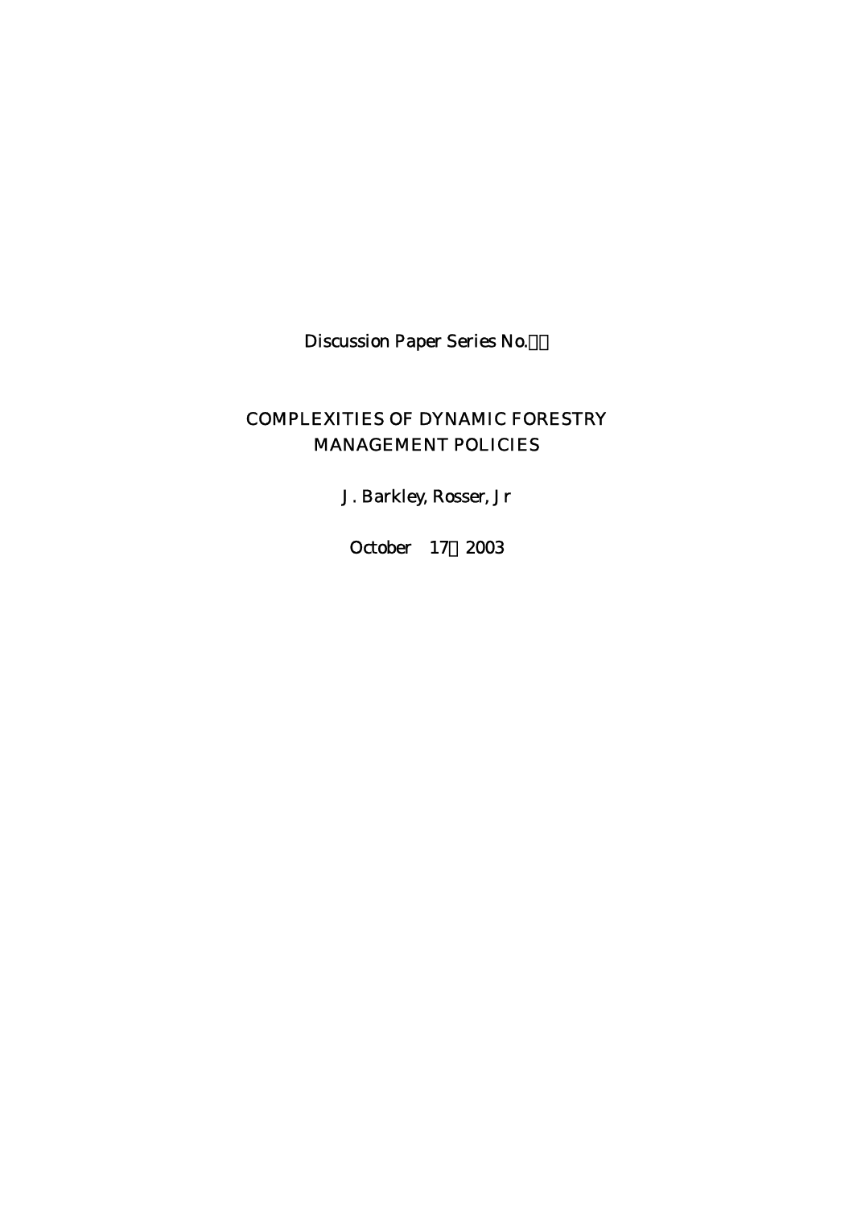Discussion Paper Series No.

# COMPLEXITIES OF DYNAMIC FORESTRY MANAGEMENT POLICIES

J. Barkley, Rosser, Jr

October 17 2003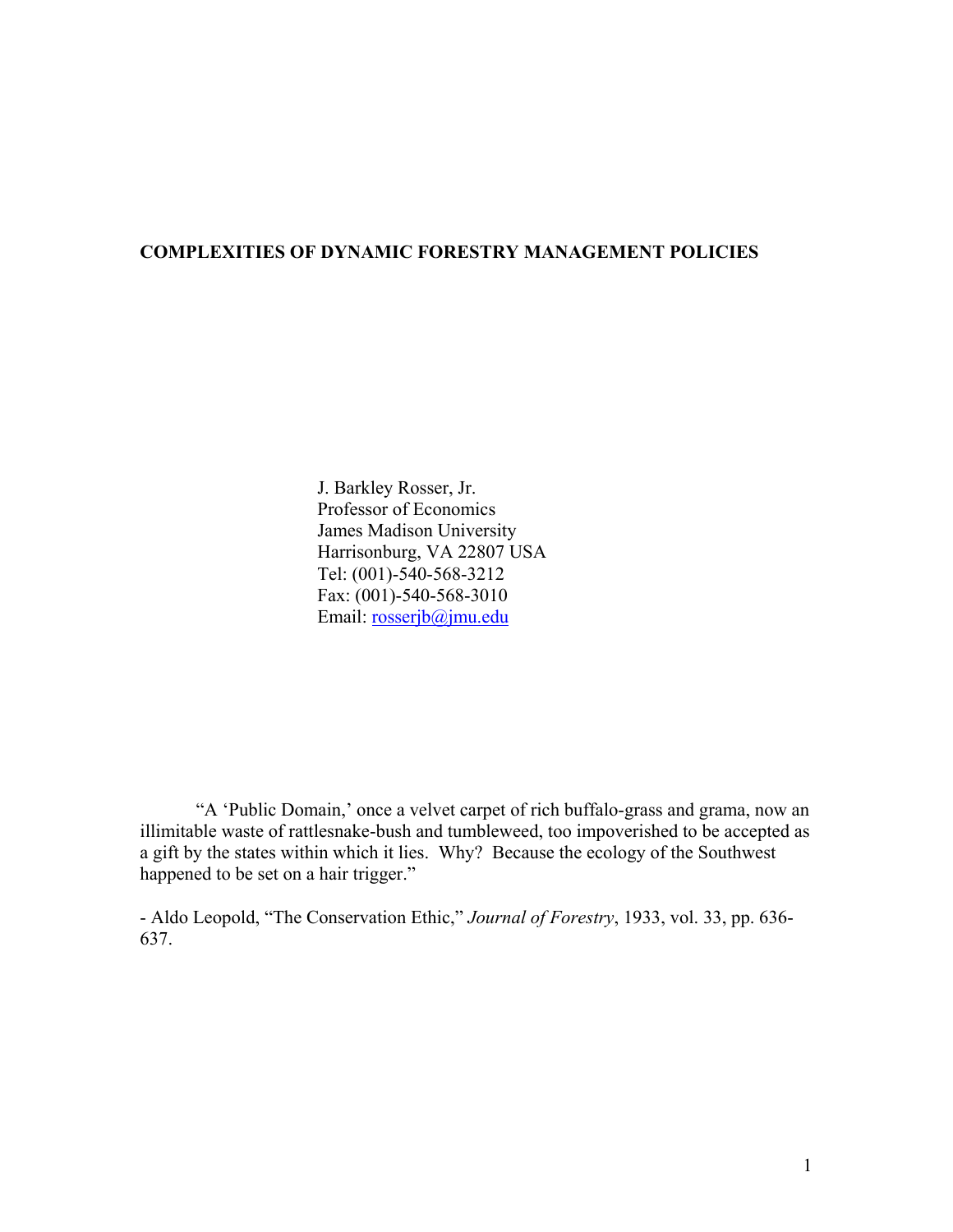**COMPLEXITIES OF DYNAMIC FORESTRY MANAGEMENT POLICIES**

J. Barkley Rosser, Jr.
Professor of Economics
James Madison University
Harrisonburg, VA 22807 USA
Tel: (001)-540-568-3212
Fax: (001)-540-568-3010
Email: rosserjb@jmu.edu

"A 'Public Domain,' once a velvet carpet of rich buffalo-grass and grama, now an illimitable waste of rattlesnake-bush and tumbleweed, too impoverished to be accepted as a gift by the states within which it lies. Why? Because the ecology of the Southwest happened to be set on a hair trigger."

\- Aldo Leopold, "The Conservation Ethic," *Journal of Forestry*, 1933, vol. 33, pp. 636-637.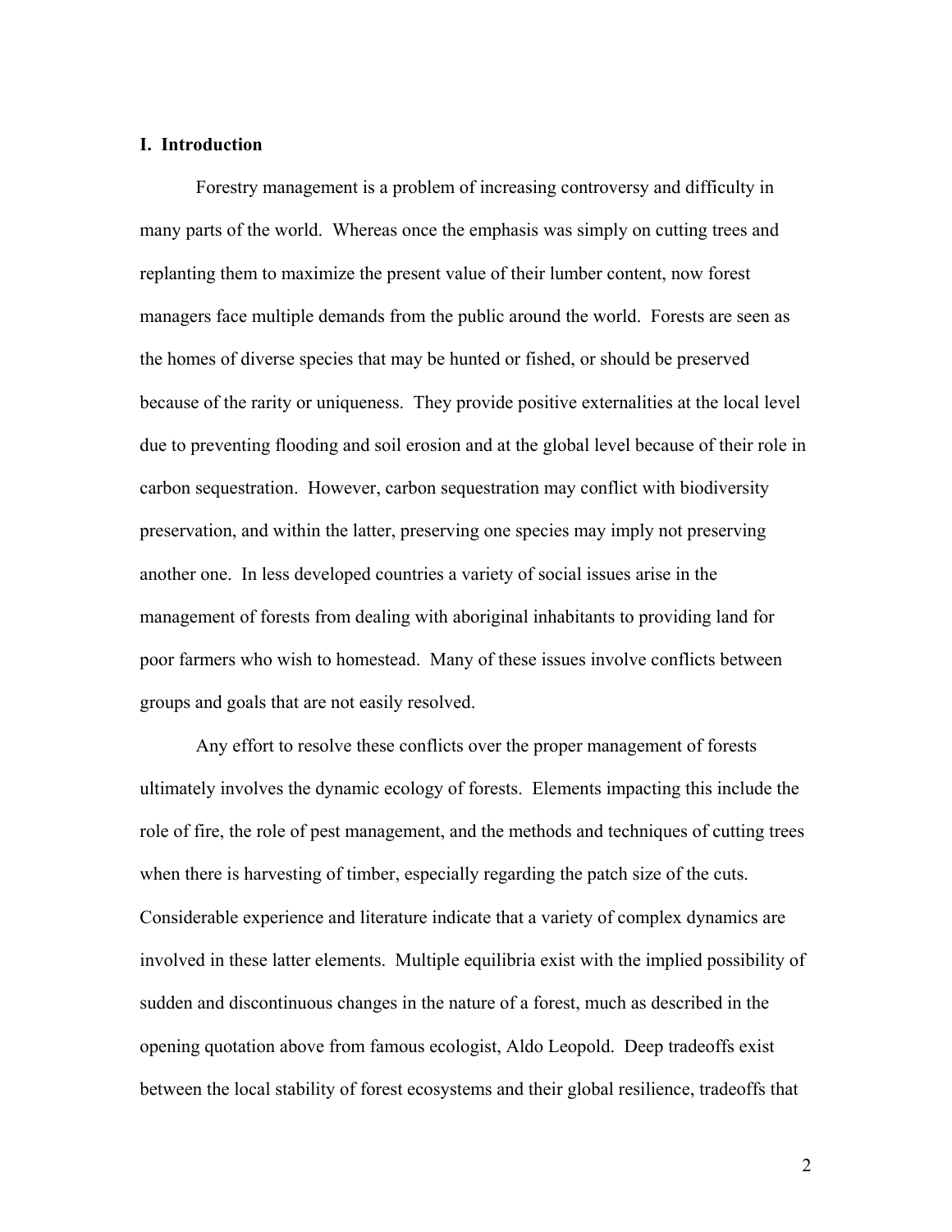## I. Introduction

Forestry management is a problem of increasing controversy and difficulty in many parts of the world. Whereas once the emphasis was simply on cutting trees and replanting them to maximize the present value of their lumber content, now forest managers face multiple demands from the public around the world. Forests are seen as the homes of diverse species that may be hunted or fished, or should be preserved because of the rarity or uniqueness. They provide positive externalities at the local level due to preventing flooding and soil erosion and at the global level because of their role in carbon sequestration. However, carbon sequestration may conflict with biodiversity preservation, and within the latter, preserving one species may imply not preserving another one. In less developed countries a variety of social issues arise in the management of forests from dealing with aboriginal inhabitants to providing land for poor farmers who wish to homestead. Many of these issues involve conflicts between groups and goals that are not easily resolved.

Any effort to resolve these conflicts over the proper management of forests ultimately involves the dynamic ecology of forests. Elements impacting this include the role of fire, the role of pest management, and the methods and techniques of cutting trees when there is harvesting of timber, especially regarding the patch size of the cuts. Considerable experience and literature indicate that a variety of complex dynamics are involved in these latter elements. Multiple equilibria exist with the implied possibility of sudden and discontinuous changes in the nature of a forest, much as described in the opening quotation above from famous ecologist, Aldo Leopold. Deep tradeoffs exist between the local stability of forest ecosystems and their global resilience, tradeoffs that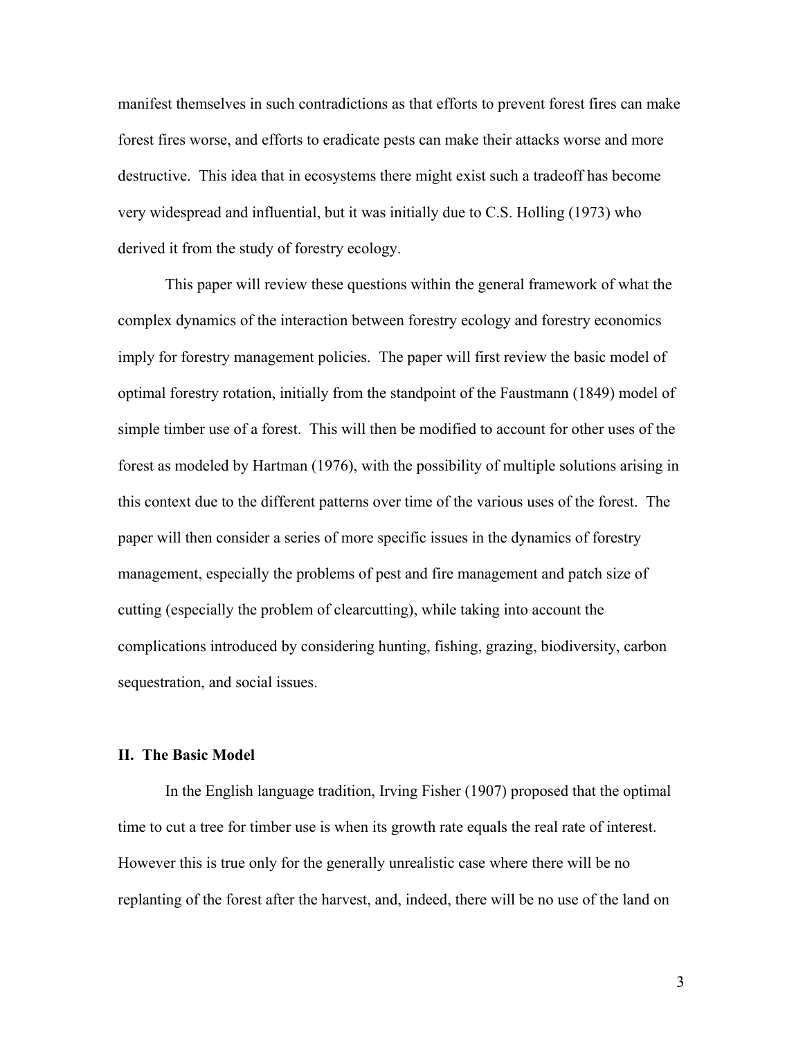manifest themselves in such contradictions as that efforts to prevent forest fires can make forest fires worse, and efforts to eradicate pests can make their attacks worse and more destructive. This idea that in ecosystems there might exist such a tradeoff has become very widespread and influential, but it was initially due to C.S. Holling (1973) who derived it from the study of forestry ecology.

This paper will review these questions within the general framework of what the complex dynamics of the interaction between forestry ecology and forestry economics imply for forestry management policies. The paper will first review the basic model of optimal forestry rotation, initially from the standpoint of the Faustmann (1849) model of simple timber use of a forest. This will then be modified to account for other uses of the forest as modeled by Hartman (1976), with the possibility of multiple solutions arising in this context due to the different patterns over time of the various uses of the forest. The paper will then consider a series of more specific issues in the dynamics of forestry management, especially the problems of pest and fire management and patch size of cutting (especially the problem of clearcutting), while taking into account the complications introduced by considering hunting, fishing, grazing, biodiversity, carbon sequestration, and social issues.

## II. The Basic Model

In the English language tradition, Irving Fisher (1907) proposed that the optimal time to cut a tree for timber use is when its growth rate equals the real rate of interest. However this is true only for the generally unrealistic case where there will be no replanting of the forest after the harvest, and, indeed, there will be no use of the land on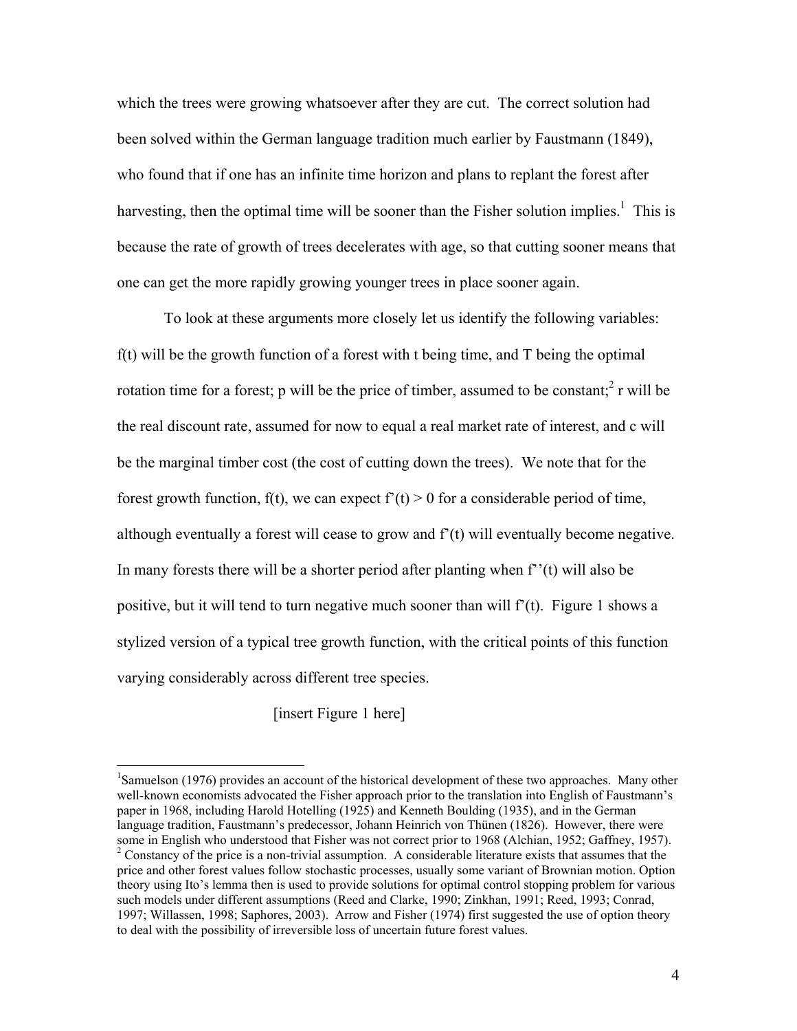which the trees were growing whatsoever after they are cut. The correct solution had been solved within the German language tradition much earlier by Faustmann (1849), who found that if one has an infinite time horizon and plans to replant the forest after harvesting, then the optimal time will be sooner than the Fisher solution implies.[1] This is because the rate of growth of trees decelerates with age, so that cutting sooner means that one can get the more rapidly growing younger trees in place sooner again.

To look at these arguments more closely let us identify the following variables: $f(t)$ will be the growth function of a forest with t being time, and T being the optimal rotation time for a forest; p will be the price of timber, assumed to be constant;[2] r will be the real discount rate, assumed for now to equal a real market rate of interest, and c will be the marginal timber cost (the cost of cutting down the trees). We note that for the forest growth function, $f(t)$, we can expect $f'(t) > 0$ for a considerable period of time, although eventually a forest will cease to grow and $f'(t)$ will eventually become negative. In many forests there will be a shorter period after planting when $f''(t)$ will also be positive, but it will tend to turn negative much sooner than will $f'(t)$. Figure 1 shows a stylized version of a typical tree growth function, with the critical points of this function varying considerably across different tree species.

[insert Figure 1 here]

---

[1] Samuelson (1976) provides an account of the historical development of these two approaches. Many other well-known economists advocated the Fisher approach prior to the translation into English of Faustmann's paper in 1968, including Harold Hotelling (1925) and Kenneth Boulding (1935), and in the German language tradition, Faustmann's predecessor, Johann Heinrich von Thünen (1826). However, there were some in English who understood that Fisher was not correct prior to 1968 (Alchian, 1952; Gaffney, 1957).

[2] Constancy of the price is a non-trivial assumption. A considerable literature exists that assumes that the price and other forest values follow stochastic processes, usually some variant of Brownian motion. Option theory using Ito's lemma then is used to provide solutions for optimal control stopping problem for various such models under different assumptions (Reed and Clarke, 1990; Zinkhan, 1991; Reed, 1993; Conrad, 1997; Willassen, 1998; Saphores, 2003). Arrow and Fisher (1974) first suggested the use of option theory to deal with the possibility of irreversible loss of uncertain future forest values.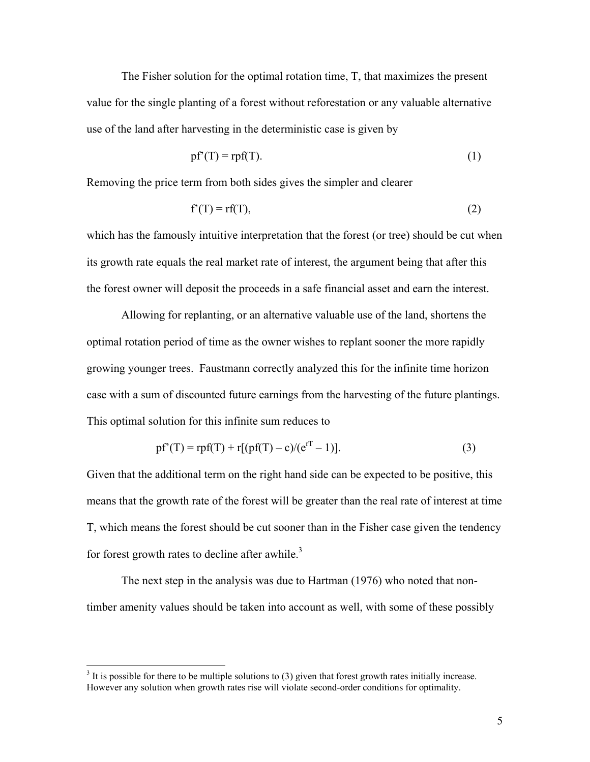The Fisher solution for the optimal rotation time, T, that maximizes the present value for the single planting of a forest without reforestation or any valuable alternative use of the land after harvesting in the deterministic case is given by

$$pf'(T) = rpf(T). \tag{1}$$

Removing the price term from both sides gives the simpler and clearer

$$f'(T) = rf(T), \tag{2}$$

which has the famously intuitive interpretation that the forest (or tree) should be cut when its growth rate equals the real market rate of interest, the argument being that after this the forest owner will deposit the proceeds in a safe financial asset and earn the interest.

Allowing for replanting, or an alternative valuable use of the land, shortens the optimal rotation period of time as the owner wishes to replant sooner the more rapidly growing younger trees. Faustmann correctly analyzed this for the infinite time horizon case with a sum of discounted future earnings from the harvesting of the future plantings. This optimal solution for this infinite sum reduces to

$$pf'(T) = rpf(T) + r[(pf(T) - c)/(e^{rT} - 1)]. \tag{3}$$

Given that the additional term on the right hand side can be expected to be positive, this means that the growth rate of the forest will be greater than the real rate of interest at time T, which means the forest should be cut sooner than in the Fisher case given the tendency for forest growth rates to decline after awhile.[3]

The next step in the analysis was due to Hartman (1976) who noted that non-timber amenity values should be taken into account as well, with some of these possibly

[3] It is possible for there to be multiple solutions to (3) given that forest growth rates initially increase. However any solution when growth rates rise will violate second-order conditions for optimality.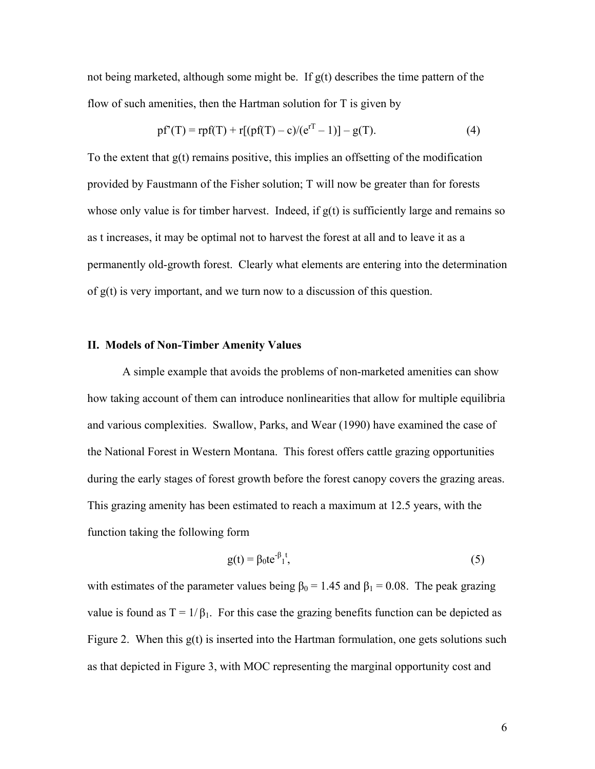not being marketed, although some might be. If g(t) describes the time pattern of the flow of such amenities, then the Hartman solution for T is given by

$$pf'(T) = rpf(T) + r[(pf(T) - c)/(e^{rT} - 1)] - g(T). \tag{4}$$

To the extent that g(t) remains positive, this implies an offsetting of the modification provided by Faustmann of the Fisher solution; T will now be greater than for forests whose only value is for timber harvest. Indeed, if g(t) is sufficiently large and remains so as t increases, it may be optimal not to harvest the forest at all and to leave it as a permanently old-growth forest. Clearly what elements are entering into the determination of g(t) is very important, and we turn now to a discussion of this question.

## II. Models of Non-Timber Amenity Values

A simple example that avoids the problems of non-marketed amenities can show how taking account of them can introduce nonlinearities that allow for multiple equilibria and various complexities. Swallow, Parks, and Wear (1990) have examined the case of the National Forest in Western Montana. This forest offers cattle grazing opportunities during the early stages of forest growth before the forest canopy covers the grazing areas. This grazing amenity has been estimated to reach a maximum at 12.5 years, with the function taking the following form

$$g(t) = \beta_0 te^{-\beta_1 t}, \tag{5}$$

with estimates of the parameter values being $\beta_0 = 1.45$ and $\beta_1 = 0.08$. The peak grazing value is found as $T = 1/\beta_1$. For this case the grazing benefits function can be depicted as Figure 2. When this g(t) is inserted into the Hartman formulation, one gets solutions such as that depicted in Figure 3, with MOC representing the marginal opportunity cost and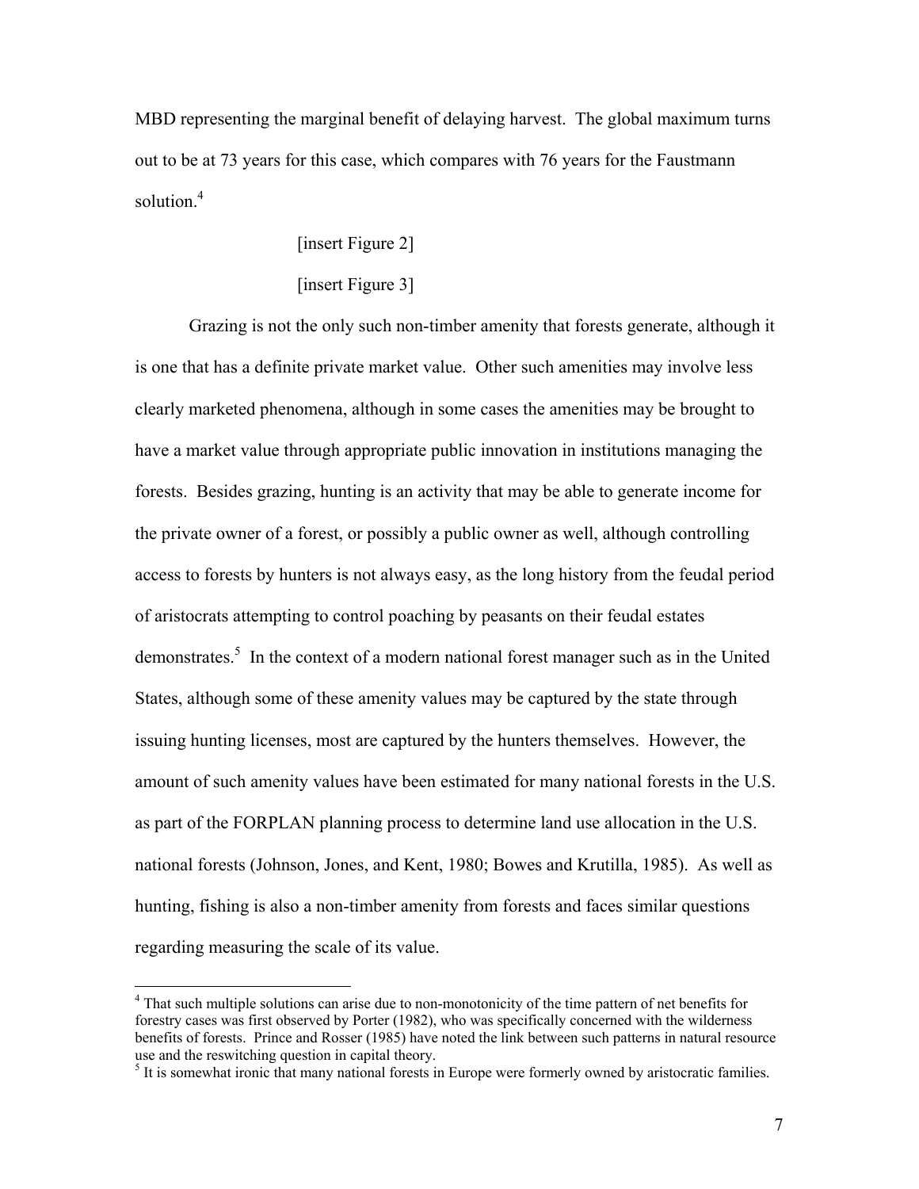MBD representing the marginal benefit of delaying harvest. The global maximum turns out to be at 73 years for this case, which compares with 76 years for the Faustmann solution.[4]

[insert Figure 2]

[insert Figure 3]

Grazing is not the only such non-timber amenity that forests generate, although it is one that has a definite private market value. Other such amenities may involve less clearly marketed phenomena, although in some cases the amenities may be brought to have a market value through appropriate public innovation in institutions managing the forests. Besides grazing, hunting is an activity that may be able to generate income for the private owner of a forest, or possibly a public owner as well, although controlling access to forests by hunters is not always easy, as the long history from the feudal period of aristocrats attempting to control poaching by peasants on their feudal estates demonstrates.[5] In the context of a modern national forest manager such as in the United States, although some of these amenity values may be captured by the state through issuing hunting licenses, most are captured by the hunters themselves. However, the amount of such amenity values have been estimated for many national forests in the U.S. as part of the FORPLAN planning process to determine land use allocation in the U.S. national forests (Johnson, Jones, and Kent, 1980; Bowes and Krutilla, 1985). As well as hunting, fishing is also a non-timber amenity from forests and faces similar questions regarding measuring the scale of its value.

---

[4] That such multiple solutions can arise due to non-monotonicity of the time pattern of net benefits for forestry cases was first observed by Porter (1982), who was specifically concerned with the wilderness benefits of forests. Prince and Rosser (1985) have noted the link between such patterns in natural resource use and the reswitching question in capital theory.

[5] It is somewhat ironic that many national forests in Europe were formerly owned by aristocratic families.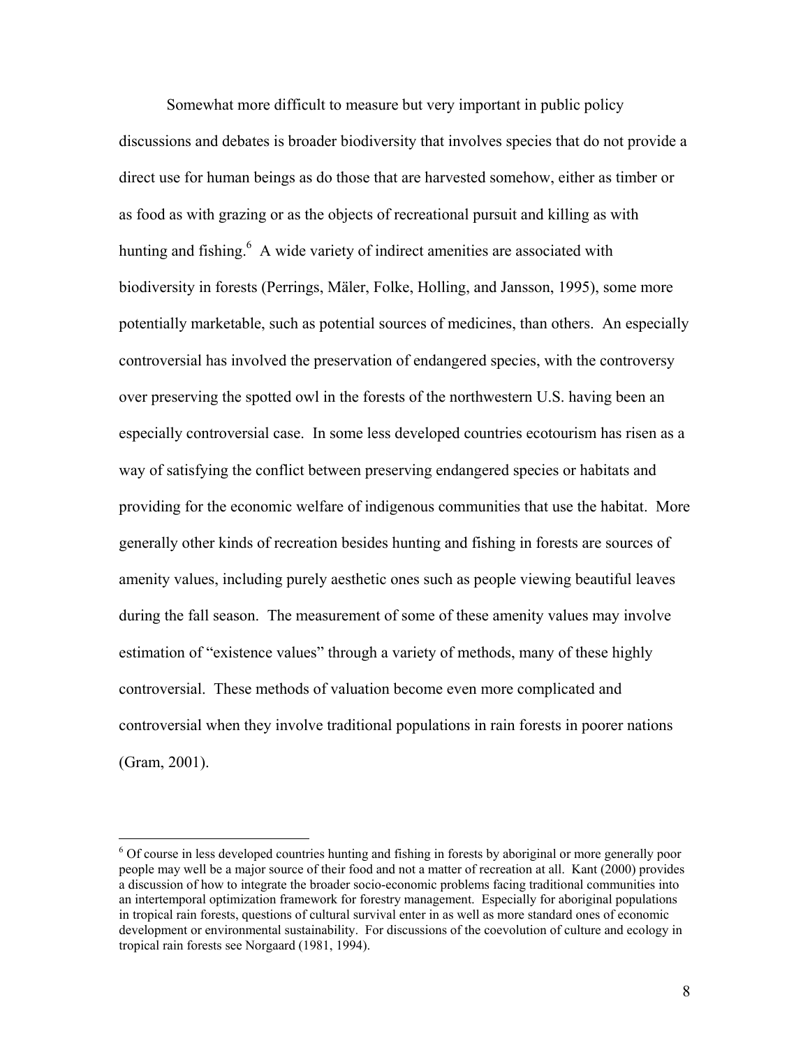Somewhat more difficult to measure but very important in public policy discussions and debates is broader biodiversity that involves species that do not provide a direct use for human beings as do those that are harvested somehow, either as timber or as food as with grazing or as the objects of recreational pursuit and killing as with hunting and fishing.[6] A wide variety of indirect amenities are associated with biodiversity in forests (Perrings, Mäler, Folke, Holling, and Jansson, 1995), some more potentially marketable, such as potential sources of medicines, than others. An especially controversial has involved the preservation of endangered species, with the controversy over preserving the spotted owl in the forests of the northwestern U.S. having been an especially controversial case. In some less developed countries ecotourism has risen as a way of satisfying the conflict between preserving endangered species or habitats and providing for the economic welfare of indigenous communities that use the habitat. More generally other kinds of recreation besides hunting and fishing in forests are sources of amenity values, including purely aesthetic ones such as people viewing beautiful leaves during the fall season. The measurement of some of these amenity values may involve estimation of "existence values" through a variety of methods, many of these highly controversial. These methods of valuation become even more complicated and controversial when they involve traditional populations in rain forests in poorer nations (Gram, 2001).

---

[6] Of course in less developed countries hunting and fishing in forests by aboriginal or more generally poor people may well be a major source of their food and not a matter of recreation at all. Kant (2000) provides a discussion of how to integrate the broader socio-economic problems facing traditional communities into an intertemporal optimization framework for forestry management. Especially for aboriginal populations in tropical rain forests, questions of cultural survival enter in as well as more standard ones of economic development or environmental sustainability. For discussions of the coevolution of culture and ecology in tropical rain forests see Norgaard (1981, 1994).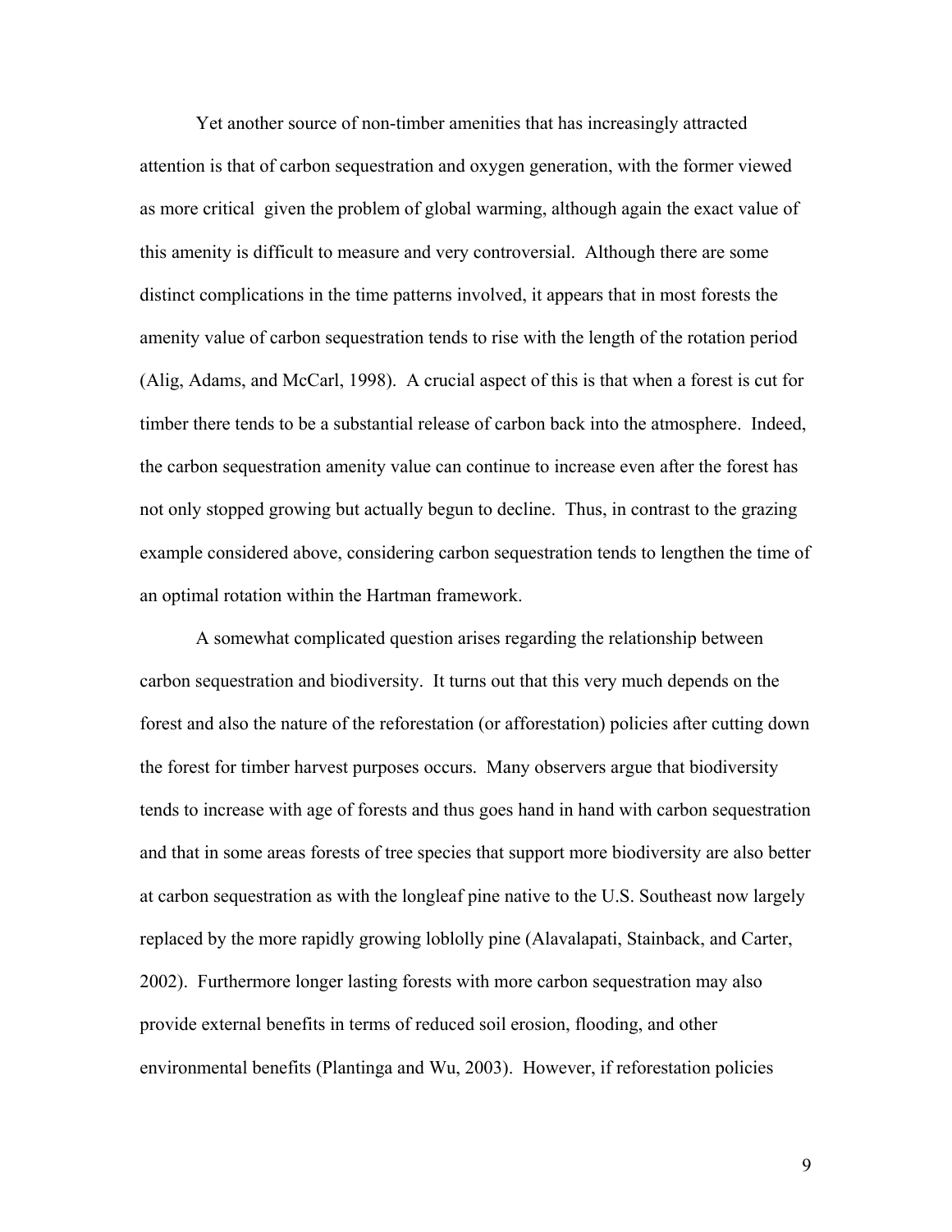Yet another source of non-timber amenities that has increasingly attracted attention is that of carbon sequestration and oxygen generation, with the former viewed as more critical given the problem of global warming, although again the exact value of this amenity is difficult to measure and very controversial. Although there are some distinct complications in the time patterns involved, it appears that in most forests the amenity value of carbon sequestration tends to rise with the length of the rotation period (Alig, Adams, and McCarl, 1998). A crucial aspect of this is that when a forest is cut for timber there tends to be a substantial release of carbon back into the atmosphere. Indeed, the carbon sequestration amenity value can continue to increase even after the forest has not only stopped growing but actually begun to decline. Thus, in contrast to the grazing example considered above, considering carbon sequestration tends to lengthen the time of an optimal rotation within the Hartman framework.

A somewhat complicated question arises regarding the relationship between carbon sequestration and biodiversity. It turns out that this very much depends on the forest and also the nature of the reforestation (or afforestation) policies after cutting down the forest for timber harvest purposes occurs. Many observers argue that biodiversity tends to increase with age of forests and thus goes hand in hand with carbon sequestration and that in some areas forests of tree species that support more biodiversity are also better at carbon sequestration as with the longleaf pine native to the U.S. Southeast now largely replaced by the more rapidly growing loblolly pine (Alavalapati, Stainback, and Carter, 2002). Furthermore longer lasting forests with more carbon sequestration may also provide external benefits in terms of reduced soil erosion, flooding, and other environmental benefits (Plantinga and Wu, 2003). However, if reforestation policies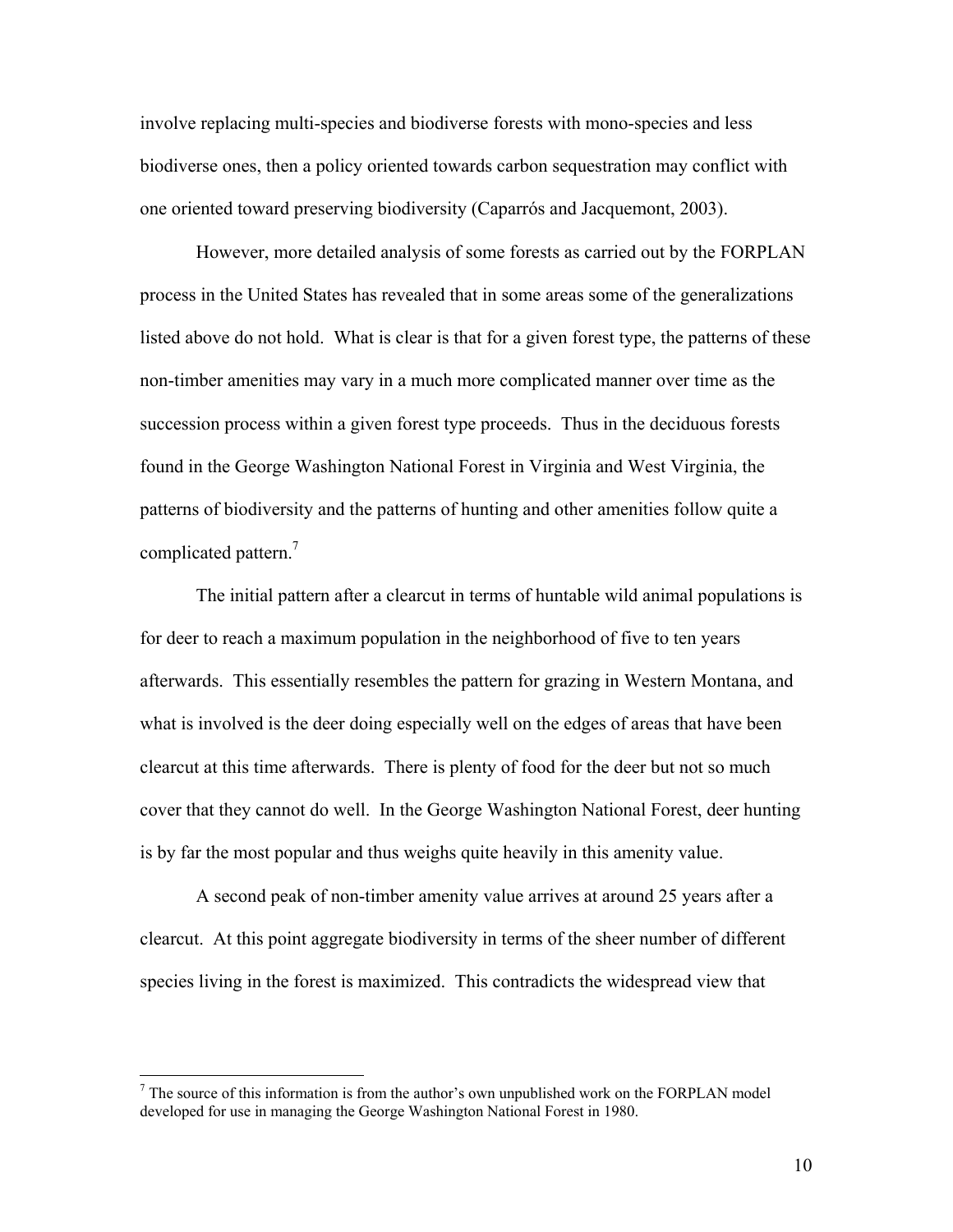involve replacing multi-species and biodiverse forests with mono-species and less biodiverse ones, then a policy oriented towards carbon sequestration may conflict with one oriented toward preserving biodiversity (Caparrós and Jacquemont, 2003).

However, more detailed analysis of some forests as carried out by the FORPLAN process in the United States has revealed that in some areas some of the generalizations listed above do not hold. What is clear is that for a given forest type, the patterns of these non-timber amenities may vary in a much more complicated manner over time as the succession process within a given forest type proceeds. Thus in the deciduous forests found in the George Washington National Forest in Virginia and West Virginia, the patterns of biodiversity and the patterns of hunting and other amenities follow quite a complicated pattern.[7]

The initial pattern after a clearcut in terms of huntable wild animal populations is for deer to reach a maximum population in the neighborhood of five to ten years afterwards. This essentially resembles the pattern for grazing in Western Montana, and what is involved is the deer doing especially well on the edges of areas that have been clearcut at this time afterwards. There is plenty of food for the deer but not so much cover that they cannot do well. In the George Washington National Forest, deer hunting is by far the most popular and thus weighs quite heavily in this amenity value.

A second peak of non-timber amenity value arrives at around 25 years after a clearcut. At this point aggregate biodiversity in terms of the sheer number of different species living in the forest is maximized. This contradicts the widespread view that

---

[7] The source of this information is from the author's own unpublished work on the FORPLAN model developed for use in managing the George Washington National Forest in 1980.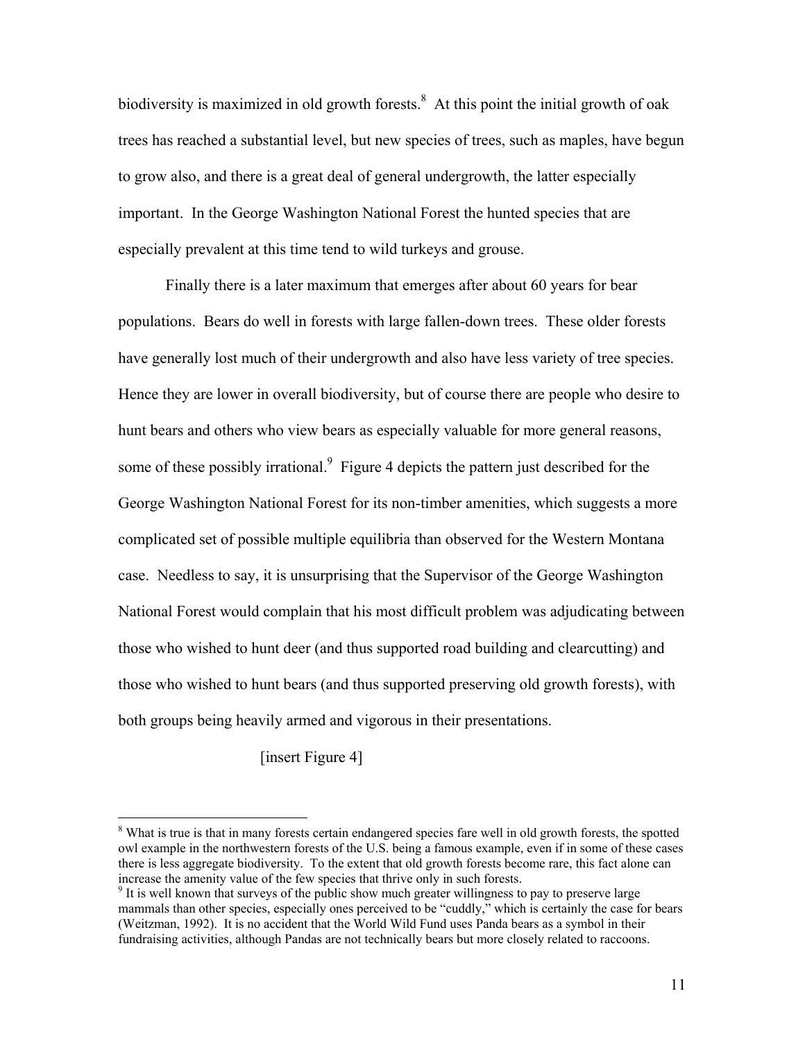biodiversity is maximized in old growth forests.[8] At this point the initial growth of oak trees has reached a substantial level, but new species of trees, such as maples, have begun to grow also, and there is a great deal of general undergrowth, the latter especially important. In the George Washington National Forest the hunted species that are especially prevalent at this time tend to wild turkeys and grouse.

Finally there is a later maximum that emerges after about 60 years for bear populations. Bears do well in forests with large fallen-down trees. These older forests have generally lost much of their undergrowth and also have less variety of tree species. Hence they are lower in overall biodiversity, but of course there are people who desire to hunt bears and others who view bears as especially valuable for more general reasons, some of these possibly irrational.[9] Figure 4 depicts the pattern just described for the George Washington National Forest for its non-timber amenities, which suggests a more complicated set of possible multiple equilibria than observed for the Western Montana case. Needless to say, it is unsurprising that the Supervisor of the George Washington National Forest would complain that his most difficult problem was adjudicating between those who wished to hunt deer (and thus supported road building and clearcutting) and those who wished to hunt bears (and thus supported preserving old growth forests), with both groups being heavily armed and vigorous in their presentations.

[insert Figure 4]

---

[8] What is true is that in many forests certain endangered species fare well in old growth forests, the spotted owl example in the northwestern forests of the U.S. being a famous example, even if in some of these cases there is less aggregate biodiversity. To the extent that old growth forests become rare, this fact alone can increase the amenity value of the few species that thrive only in such forests.

[9] It is well known that surveys of the public show much greater willingness to pay to preserve large mammals than other species, especially ones perceived to be "cuddly," which is certainly the case for bears (Weitzman, 1992). It is no accident that the World Wild Fund uses Panda bears as a symbol in their fundraising activities, although Pandas are not technically bears but more closely related to raccoons.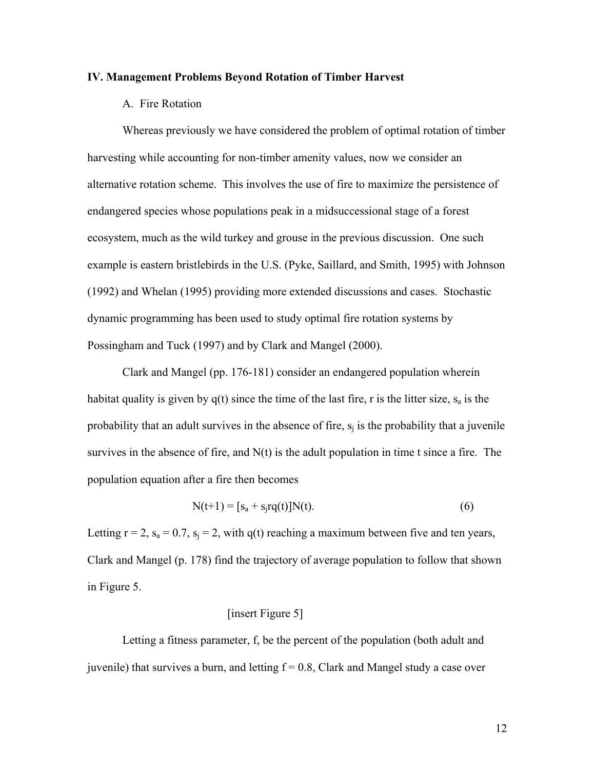### IV. Management Problems Beyond Rotation of Timber Harvest

A. Fire Rotation

Whereas previously we have considered the problem of optimal rotation of timber harvesting while accounting for non-timber amenity values, now we consider an alternative rotation scheme. This involves the use of fire to maximize the persistence of endangered species whose populations peak in a midsuccessional stage of a forest ecosystem, much as the wild turkey and grouse in the previous discussion. One such example is eastern bristlebirds in the U.S. (Pyke, Saillard, and Smith, 1995) with Johnson (1992) and Whelan (1995) providing more extended discussions and cases. Stochastic dynamic programming has been used to study optimal fire rotation systems by Possingham and Tuck (1997) and by Clark and Mangel (2000).

Clark and Mangel (pp. 176-181) consider an endangered population wherein habitat quality is given by $q(t)$ since the time of the last fire, $r$ is the litter size, $s_a$ is the probability that an adult survives in the absence of fire, $s_j$ is the probability that a juvenile survives in the absence of fire, and $N(t)$ is the adult population in time $t$ since a fire. The population equation after a fire then becomes

$$N(t+1) = [s_a + s_j r q(t)]N(t). \qquad (6)$$

Letting $r = 2$, $s_a = 0.7$, $s_j = 2$, with $q(t)$ reaching a maximum between five and ten years, Clark and Mangel (p. 178) find the trajectory of average population to follow that shown in Figure 5.

[insert Figure 5]

Letting a fitness parameter, $f$, be the percent of the population (both adult and juvenile) that survives a burn, and letting $f = 0.8$, Clark and Mangel study a case over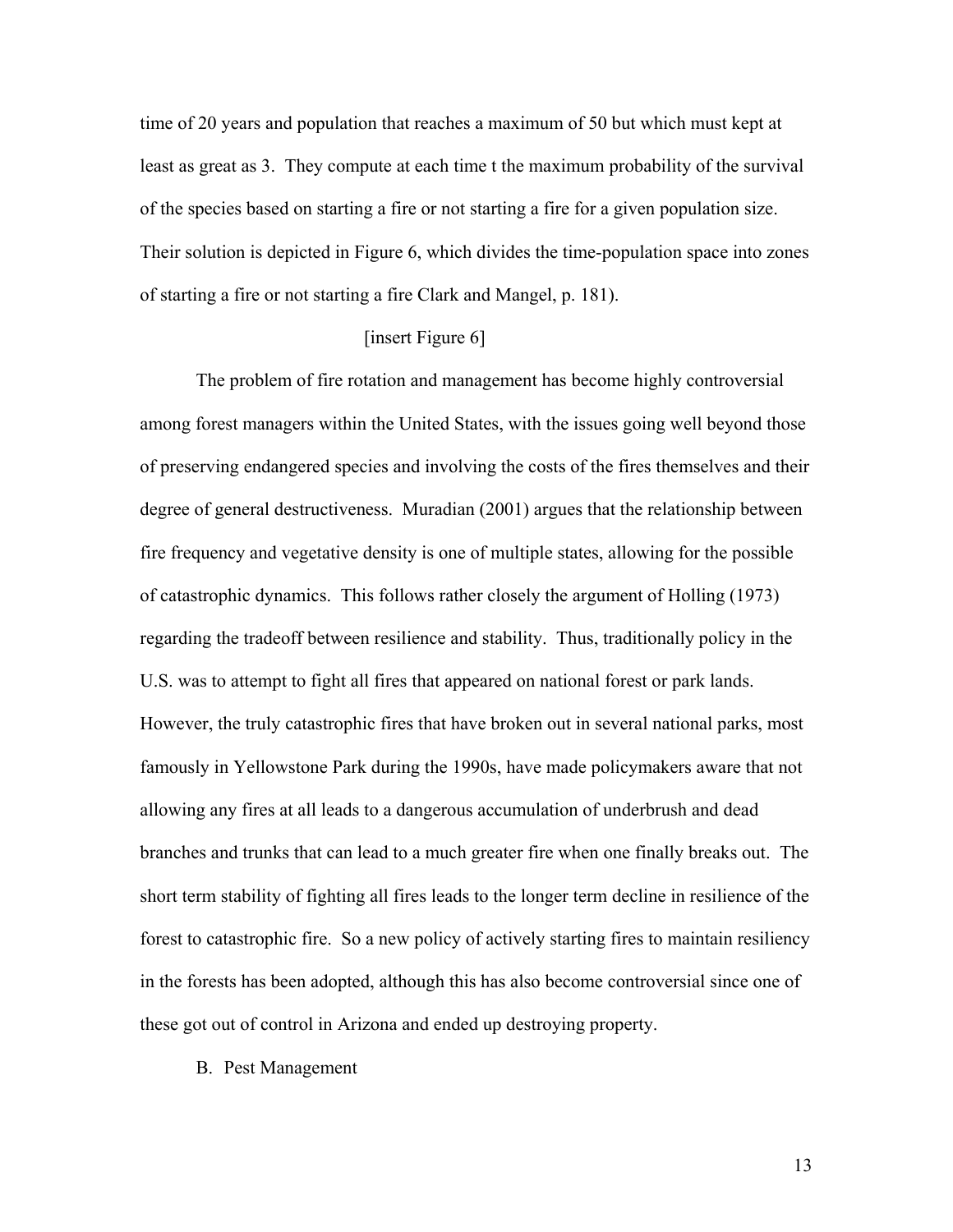time of 20 years and population that reaches a maximum of 50 but which must kept at least as great as 3. They compute at each time t the maximum probability of the survival of the species based on starting a fire or not starting a fire for a given population size. Their solution is depicted in Figure 6, which divides the time-population space into zones of starting a fire or not starting a fire Clark and Mangel, p. 181).

[insert Figure 6]

The problem of fire rotation and management has become highly controversial among forest managers within the United States, with the issues going well beyond those of preserving endangered species and involving the costs of the fires themselves and their degree of general destructiveness. Muradian (2001) argues that the relationship between fire frequency and vegetative density is one of multiple states, allowing for the possible of catastrophic dynamics. This follows rather closely the argument of Holling (1973) regarding the tradeoff between resilience and stability. Thus, traditionally policy in the U.S. was to attempt to fight all fires that appeared on national forest or park lands. However, the truly catastrophic fires that have broken out in several national parks, most famously in Yellowstone Park during the 1990s, have made policymakers aware that not allowing any fires at all leads to a dangerous accumulation of underbrush and dead branches and trunks that can lead to a much greater fire when one finally breaks out. The short term stability of fighting all fires leads to the longer term decline in resilience of the forest to catastrophic fire. So a new policy of actively starting fires to maintain resiliency in the forests has been adopted, although this has also become controversial since one of these got out of control in Arizona and ended up destroying property.

B. Pest Management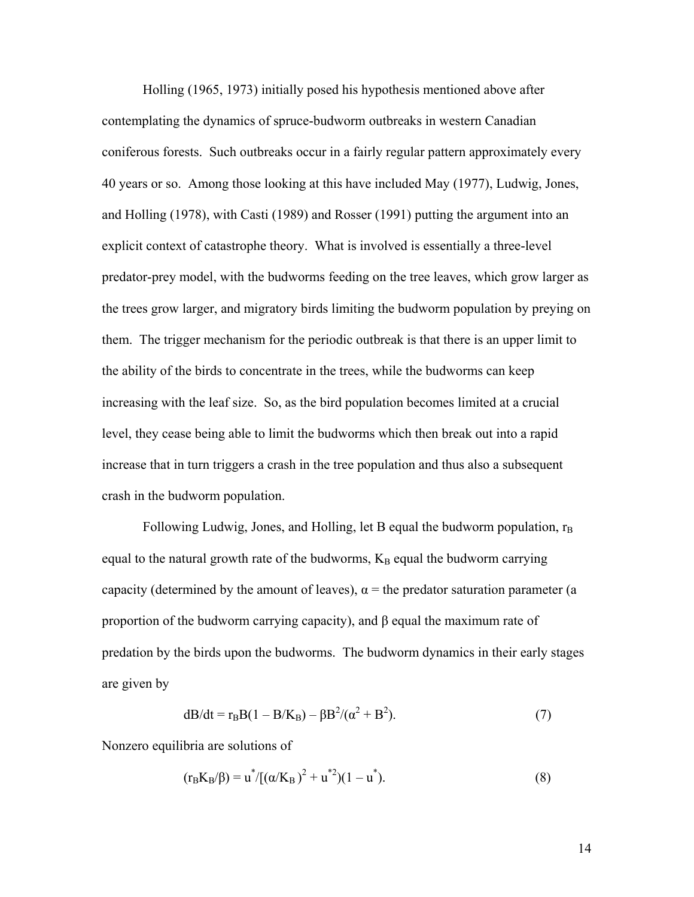Holling (1965, 1973) initially posed his hypothesis mentioned above after contemplating the dynamics of spruce-budworm outbreaks in western Canadian coniferous forests. Such outbreaks occur in a fairly regular pattern approximately every 40 years or so. Among those looking at this have included May (1977), Ludwig, Jones, and Holling (1978), with Casti (1989) and Rosser (1991) putting the argument into an explicit context of catastrophe theory. What is involved is essentially a three-level predator-prey model, with the budworms feeding on the tree leaves, which grow larger as the trees grow larger, and migratory birds limiting the budworm population by preying on them. The trigger mechanism for the periodic outbreak is that there is an upper limit to the ability of the birds to concentrate in the trees, while the budworms can keep increasing with the leaf size. So, as the bird population becomes limited at a crucial level, they cease being able to limit the budworms which then break out into a rapid increase that in turn triggers a crash in the tree population and thus also a subsequent crash in the budworm population.

Following Ludwig, Jones, and Holling, let B equal the budworm population, $r_B$ equal to the natural growth rate of the budworms, $K_B$ equal the budworm carrying capacity (determined by the amount of leaves), $\alpha$ = the predator saturation parameter (a proportion of the budworm carrying capacity), and $\beta$ equal the maximum rate of predation by the birds upon the budworms. The budworm dynamics in their early stages are given by

$$dB/dt = r_B B(1 - B/K_B) - \beta B^2/(\alpha^2 + B^2). \tag{7}$$

Nonzero equilibria are solutions of

$$(r_B K_B/\beta) = u^*/[(\alpha/K_B)^2 + u^{*2})(1 - u^*). \tag{8}$$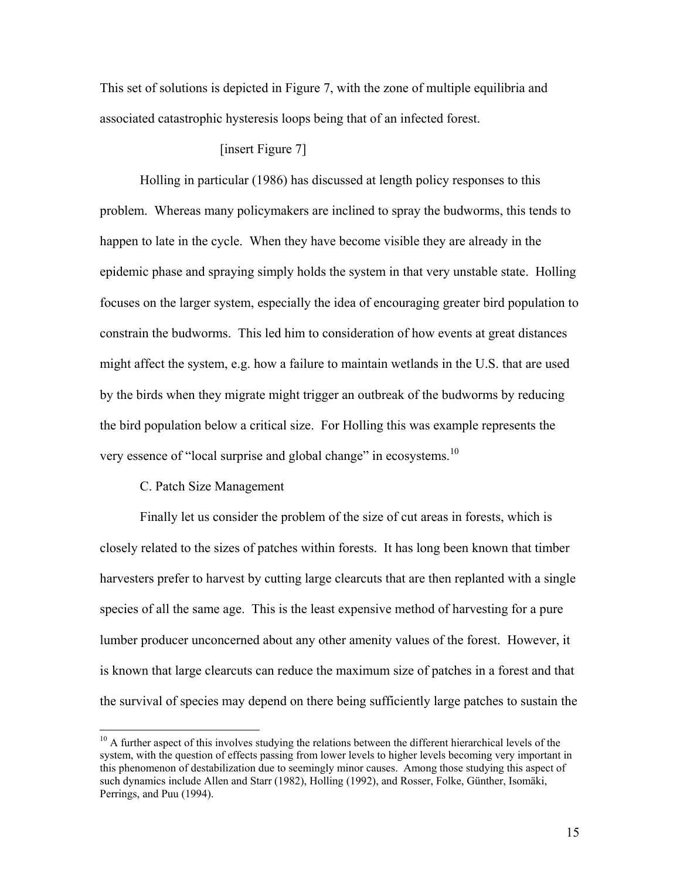This set of solutions is depicted in Figure 7, with the zone of multiple equilibria and associated catastrophic hysteresis loops being that of an infected forest.

[insert Figure 7]

Holling in particular (1986) has discussed at length policy responses to this problem. Whereas many policymakers are inclined to spray the budworms, this tends to happen to late in the cycle. When they have become visible they are already in the epidemic phase and spraying simply holds the system in that very unstable state. Holling focuses on the larger system, especially the idea of encouraging greater bird population to constrain the budworms. This led him to consideration of how events at great distances might affect the system, e.g. how a failure to maintain wetlands in the U.S. that are used by the birds when they migrate might trigger an outbreak of the budworms by reducing the bird population below a critical size. For Holling this was example represents the very essence of "local surprise and global change" in ecosystems.[10]

C. Patch Size Management

Finally let us consider the problem of the size of cut areas in forests, which is closely related to the sizes of patches within forests. It has long been known that timber harvesters prefer to harvest by cutting large clearcuts that are then replanted with a single species of all the same age. This is the least expensive method of harvesting for a pure lumber producer unconcerned about any other amenity values of the forest. However, it is known that large clearcuts can reduce the maximum size of patches in a forest and that the survival of species may depend on there being sufficiently large patches to sustain the

[10] A further aspect of this involves studying the relations between the different hierarchical levels of the system, with the question of effects passing from lower levels to higher levels becoming very important in this phenomenon of destabilization due to seemingly minor causes. Among those studying this aspect of such dynamics include Allen and Starr (1982), Holling (1992), and Rosser, Folke, Günther, Isomäki, Perrings, and Puu (1994).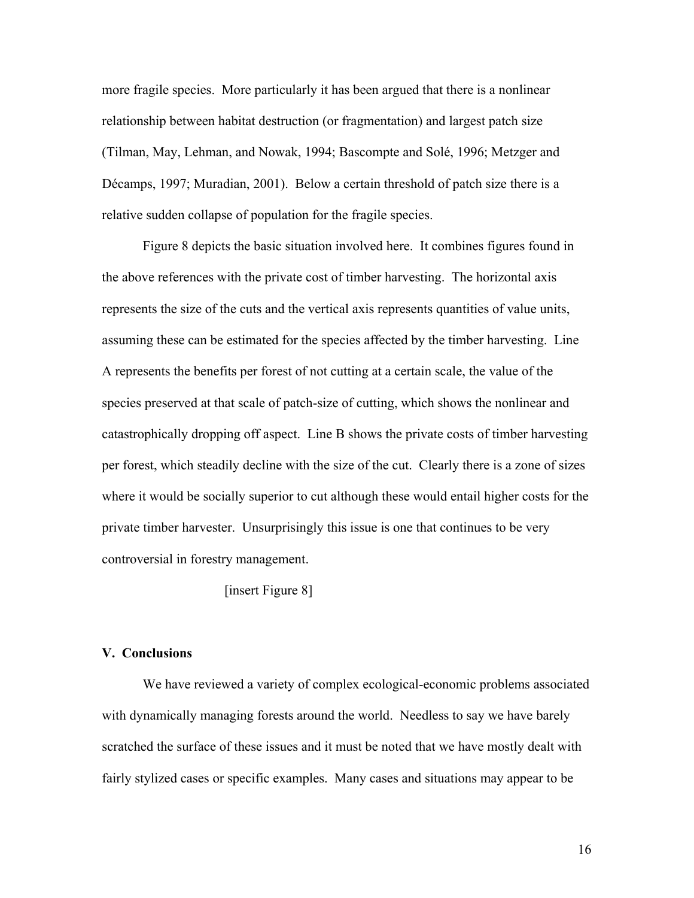more fragile species. More particularly it has been argued that there is a nonlinear relationship between habitat destruction (or fragmentation) and largest patch size (Tilman, May, Lehman, and Nowak, 1994; Bascompte and Solé, 1996; Metzger and Décamps, 1997; Muradian, 2001). Below a certain threshold of patch size there is a relative sudden collapse of population for the fragile species.

Figure 8 depicts the basic situation involved here. It combines figures found in the above references with the private cost of timber harvesting. The horizontal axis represents the size of the cuts and the vertical axis represents quantities of value units, assuming these can be estimated for the species affected by the timber harvesting. Line A represents the benefits per forest of not cutting at a certain scale, the value of the species preserved at that scale of patch-size of cutting, which shows the nonlinear and catastrophically dropping off aspect. Line B shows the private costs of timber harvesting per forest, which steadily decline with the size of the cut. Clearly there is a zone of sizes where it would be socially superior to cut although these would entail higher costs for the private timber harvester. Unsurprisingly this issue is one that continues to be very controversial in forestry management.

[insert Figure 8]

## V. Conclusions

We have reviewed a variety of complex ecological-economic problems associated with dynamically managing forests around the world. Needless to say we have barely scratched the surface of these issues and it must be noted that we have mostly dealt with fairly stylized cases or specific examples. Many cases and situations may appear to be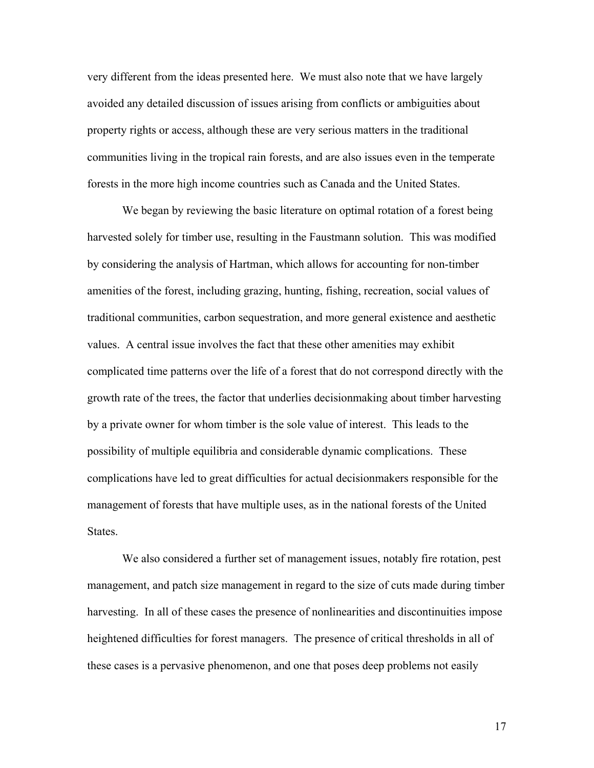very different from the ideas presented here. We must also note that we have largely avoided any detailed discussion of issues arising from conflicts or ambiguities about property rights or access, although these are very serious matters in the traditional communities living in the tropical rain forests, and are also issues even in the temperate forests in the more high income countries such as Canada and the United States.

We began by reviewing the basic literature on optimal rotation of a forest being harvested solely for timber use, resulting in the Faustmann solution. This was modified by considering the analysis of Hartman, which allows for accounting for non-timber amenities of the forest, including grazing, hunting, fishing, recreation, social values of traditional communities, carbon sequestration, and more general existence and aesthetic values. A central issue involves the fact that these other amenities may exhibit complicated time patterns over the life of a forest that do not correspond directly with the growth rate of the trees, the factor that underlies decisionmaking about timber harvesting by a private owner for whom timber is the sole value of interest. This leads to the possibility of multiple equilibria and considerable dynamic complications. These complications have led to great difficulties for actual decisionmakers responsible for the management of forests that have multiple uses, as in the national forests of the United States.

We also considered a further set of management issues, notably fire rotation, pest management, and patch size management in regard to the size of cuts made during timber harvesting. In all of these cases the presence of nonlinearities and discontinuities impose heightened difficulties for forest managers. The presence of critical thresholds in all of these cases is a pervasive phenomenon, and one that poses deep problems not easily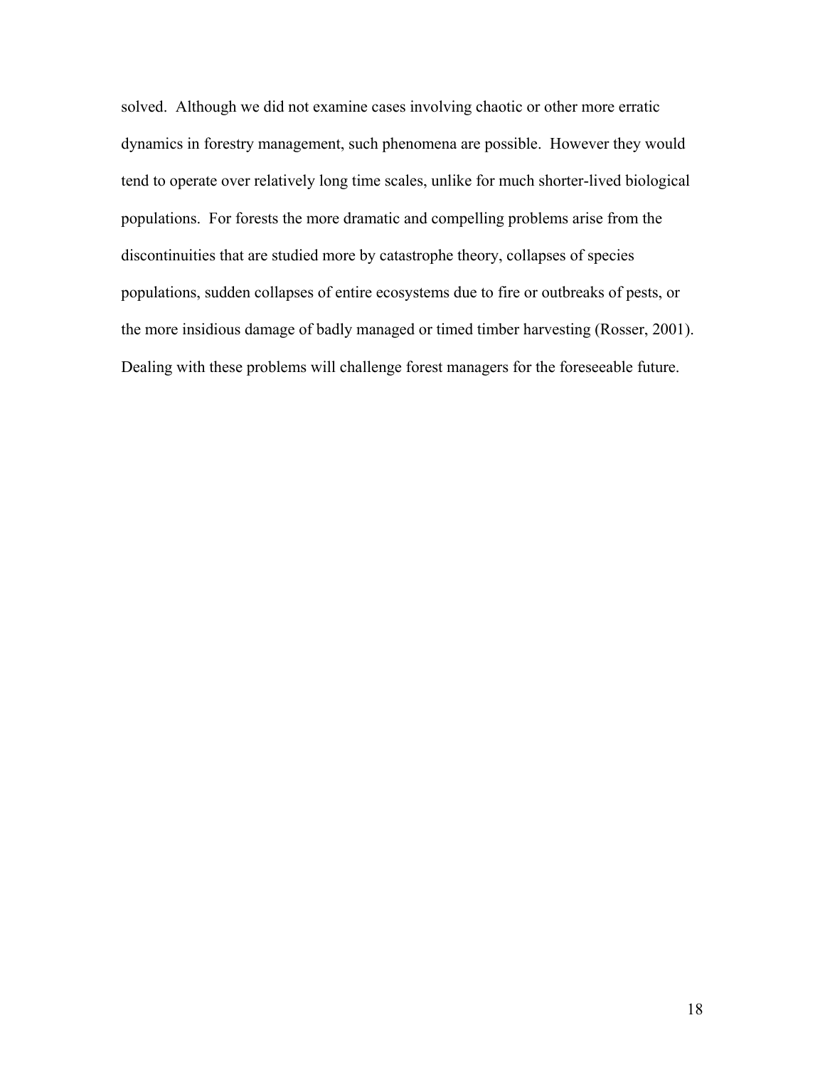solved. Although we did not examine cases involving chaotic or other more erratic dynamics in forestry management, such phenomena are possible. However they would tend to operate over relatively long time scales, unlike for much shorter-lived biological populations. For forests the more dramatic and compelling problems arise from the discontinuities that are studied more by catastrophe theory, collapses of species populations, sudden collapses of entire ecosystems due to fire or outbreaks of pests, or the more insidious damage of badly managed or timed timber harvesting (Rosser, 2001). Dealing with these problems will challenge forest managers for the foreseeable future.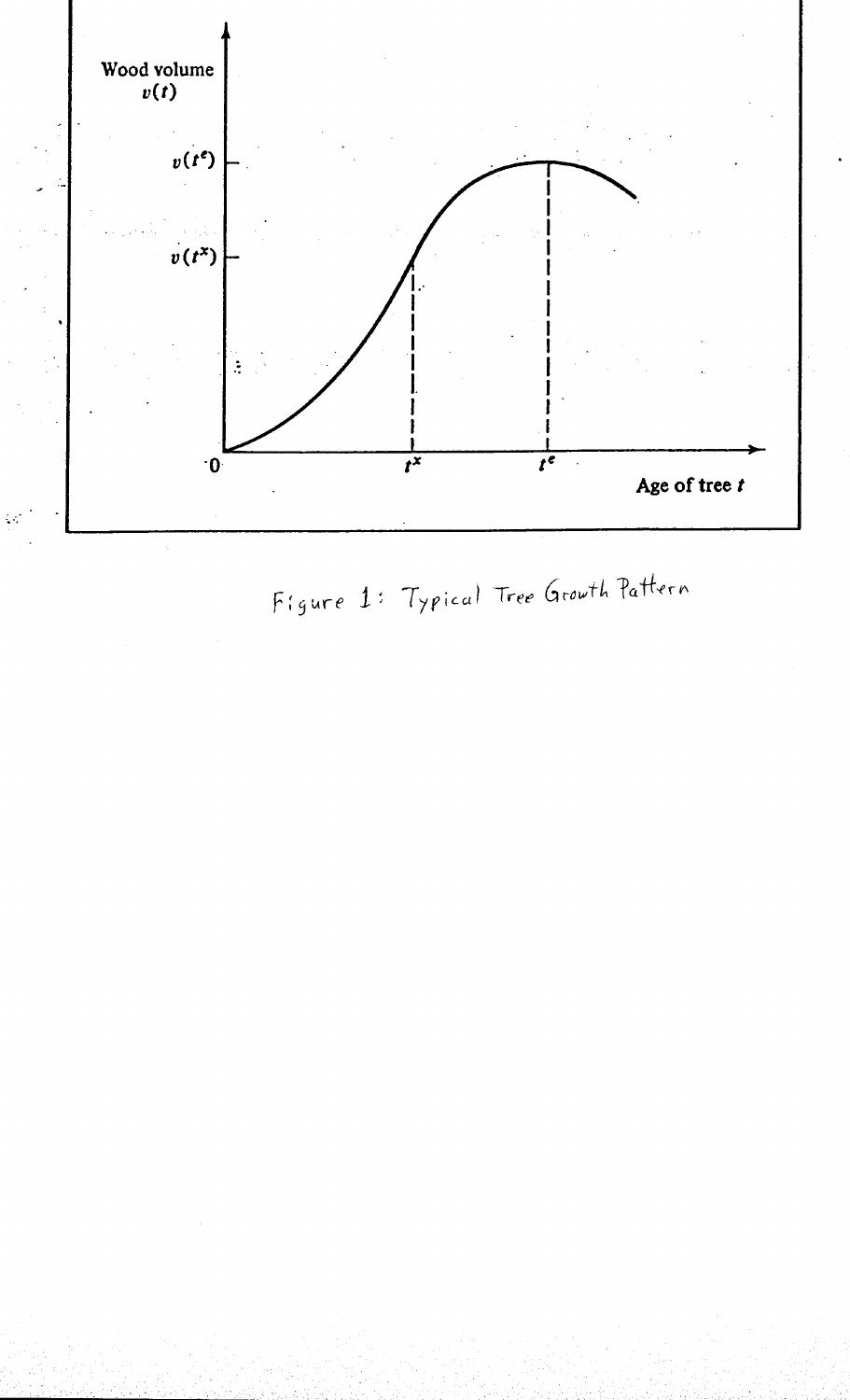Figure 1: Typical Tree Growth Pattern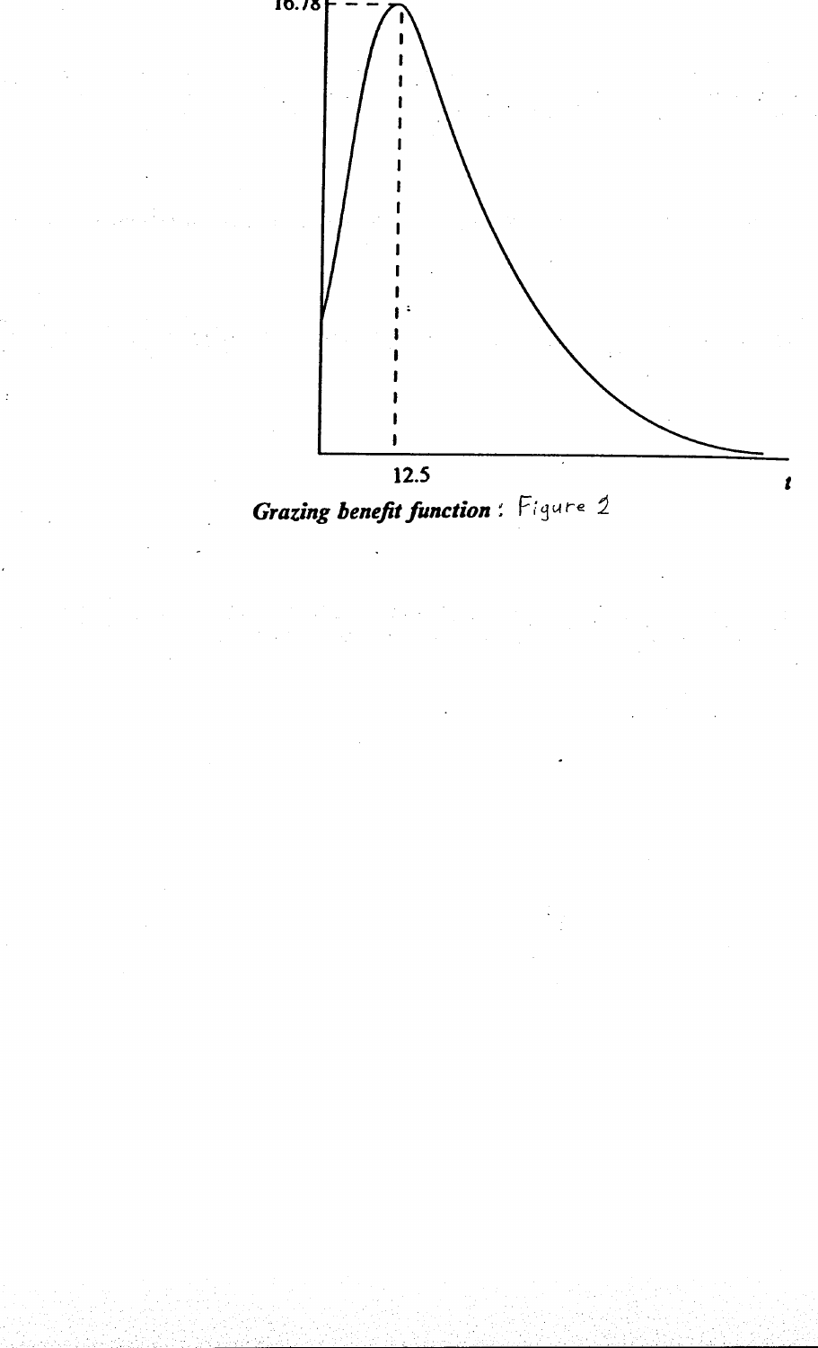Grazing benefit function : Figure 2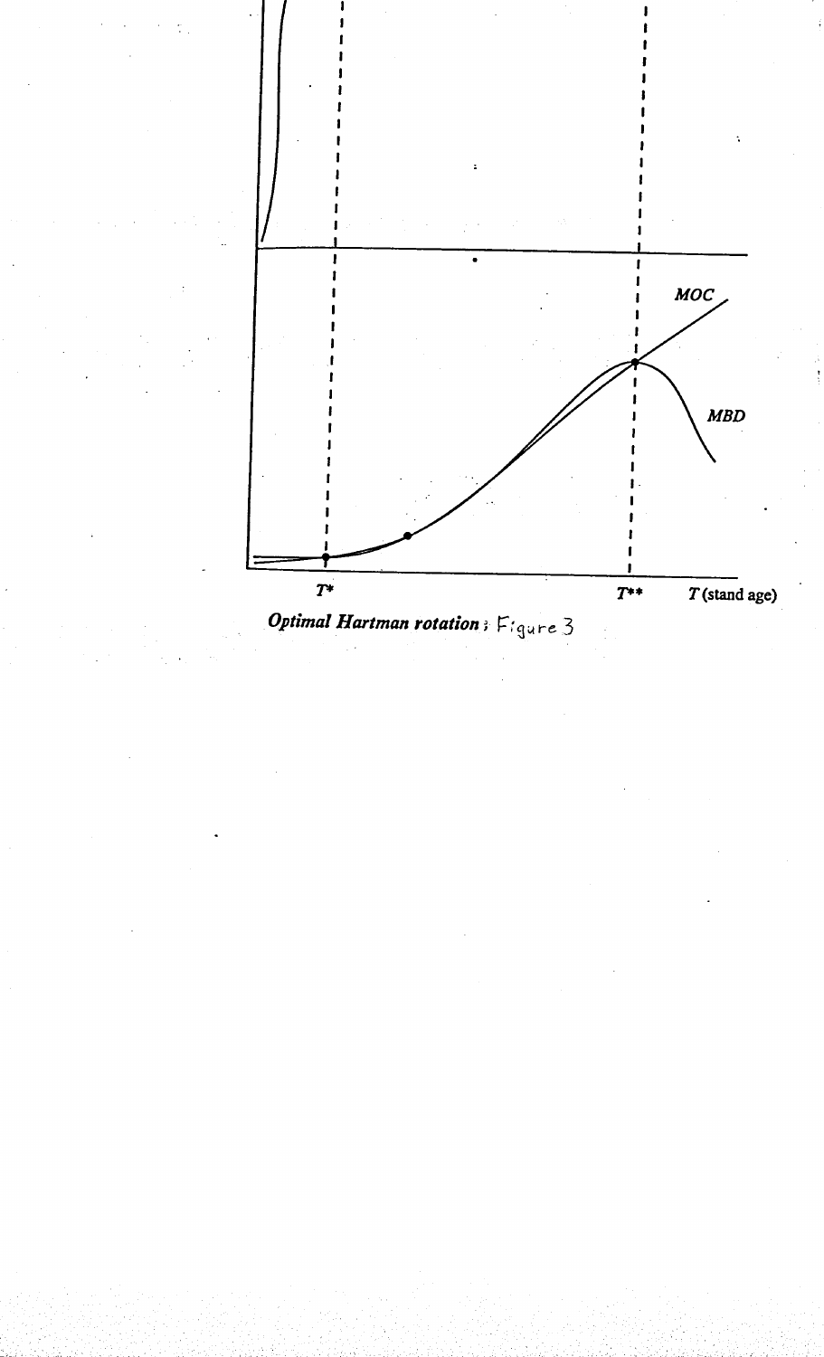*T** *T*** *T* (stand age)

***Optimal Hartman rotation*; Figure 3**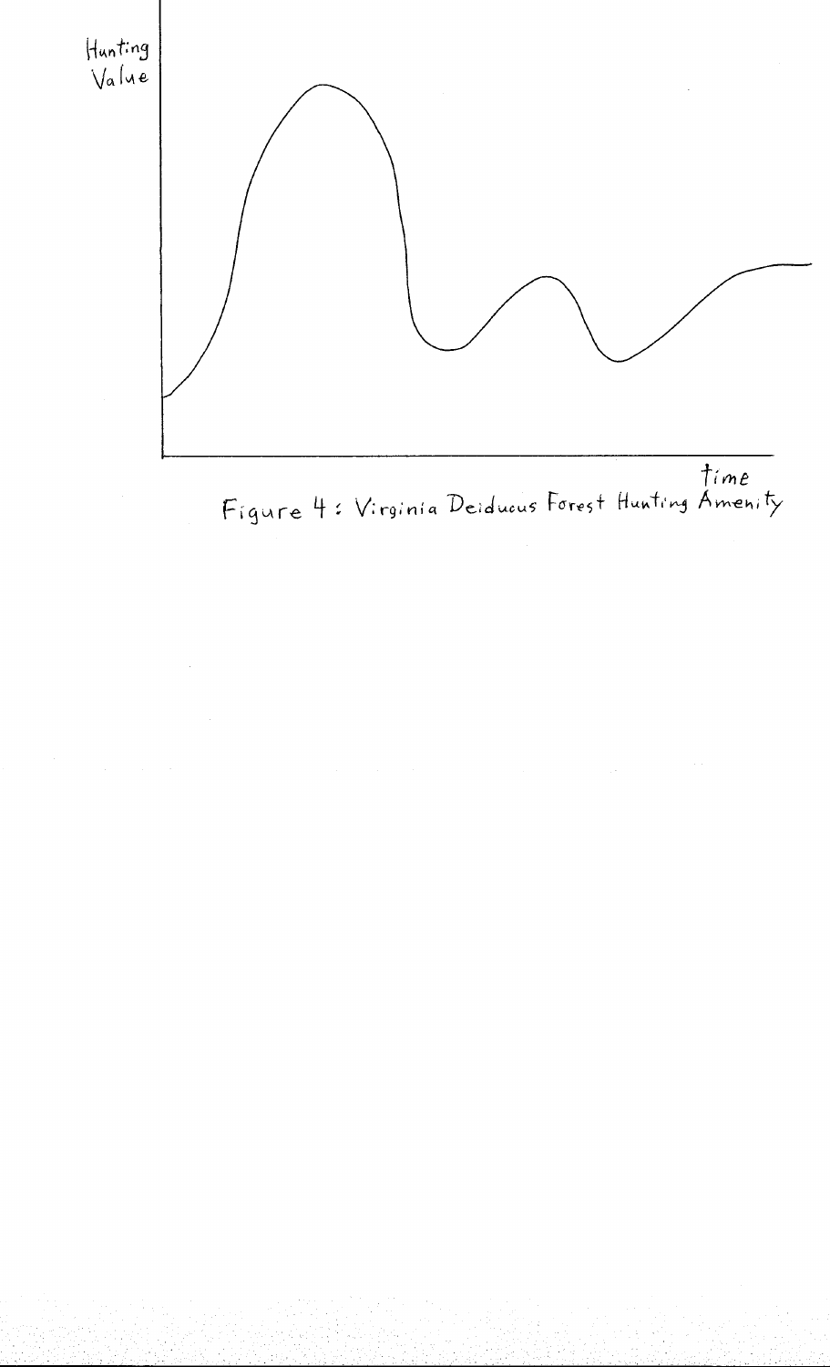Figure 4: Virginia Deiducus Forest Hunting Amenity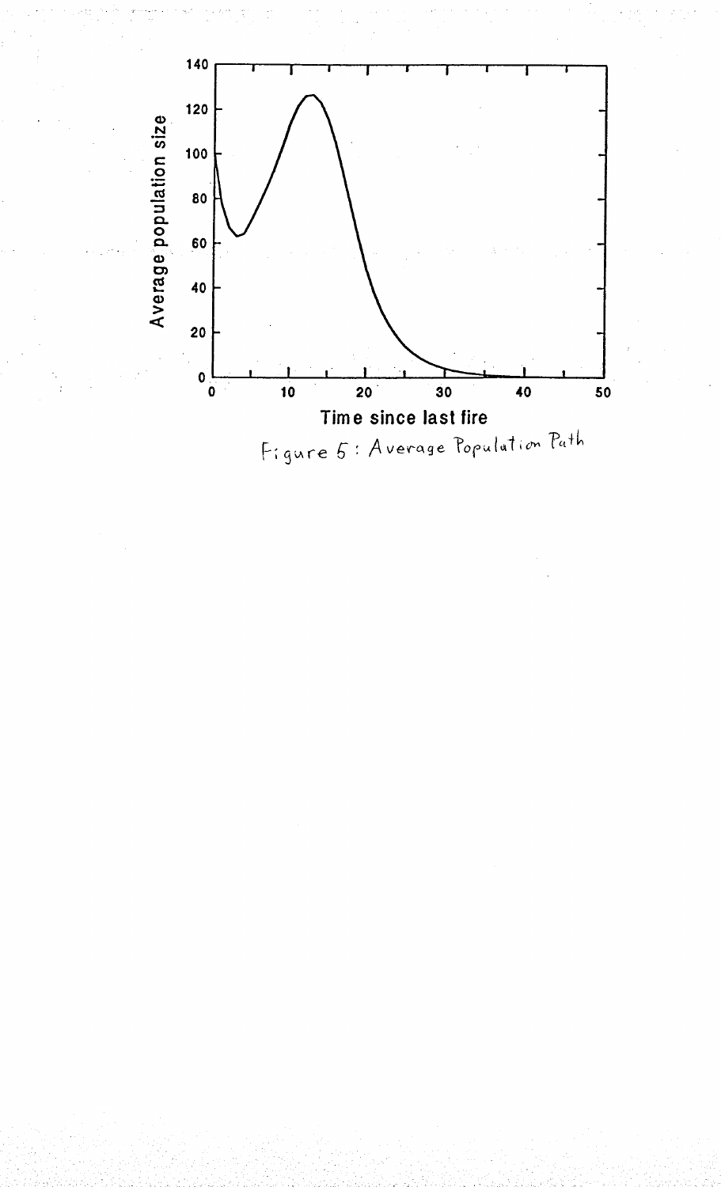Figure 5: Average Population Path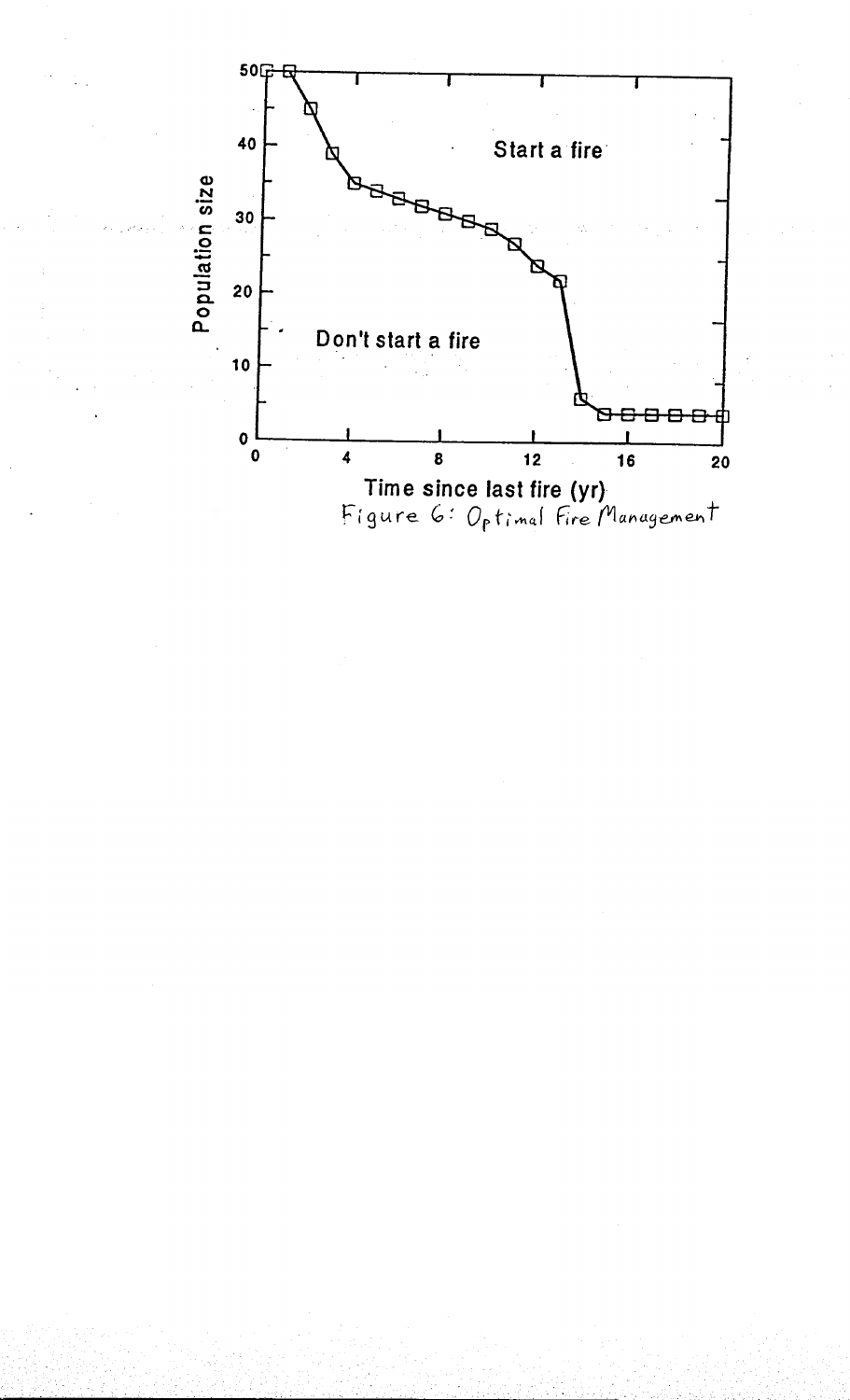Figure 6: Optimal Fire Management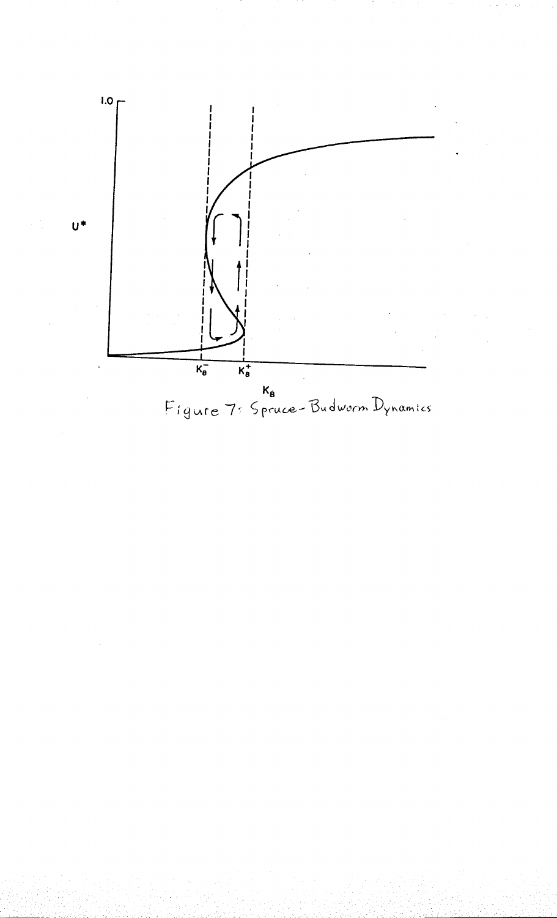Figure 7: Spruce-Budworm Dynamics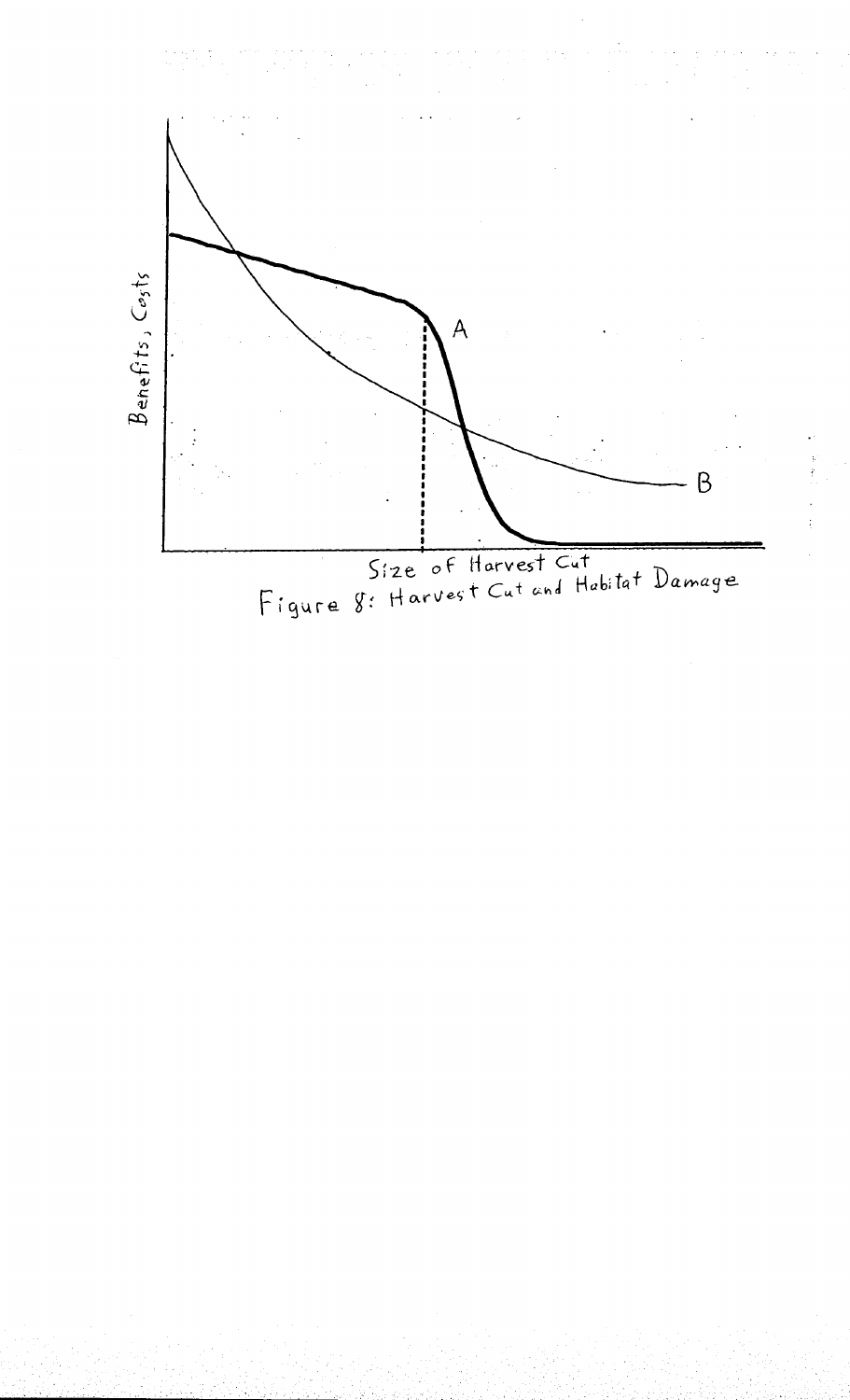Benefits, Costs

A

B

Size of Harvest Cut

Figure 8: Harvest Cut and Habitat Damage